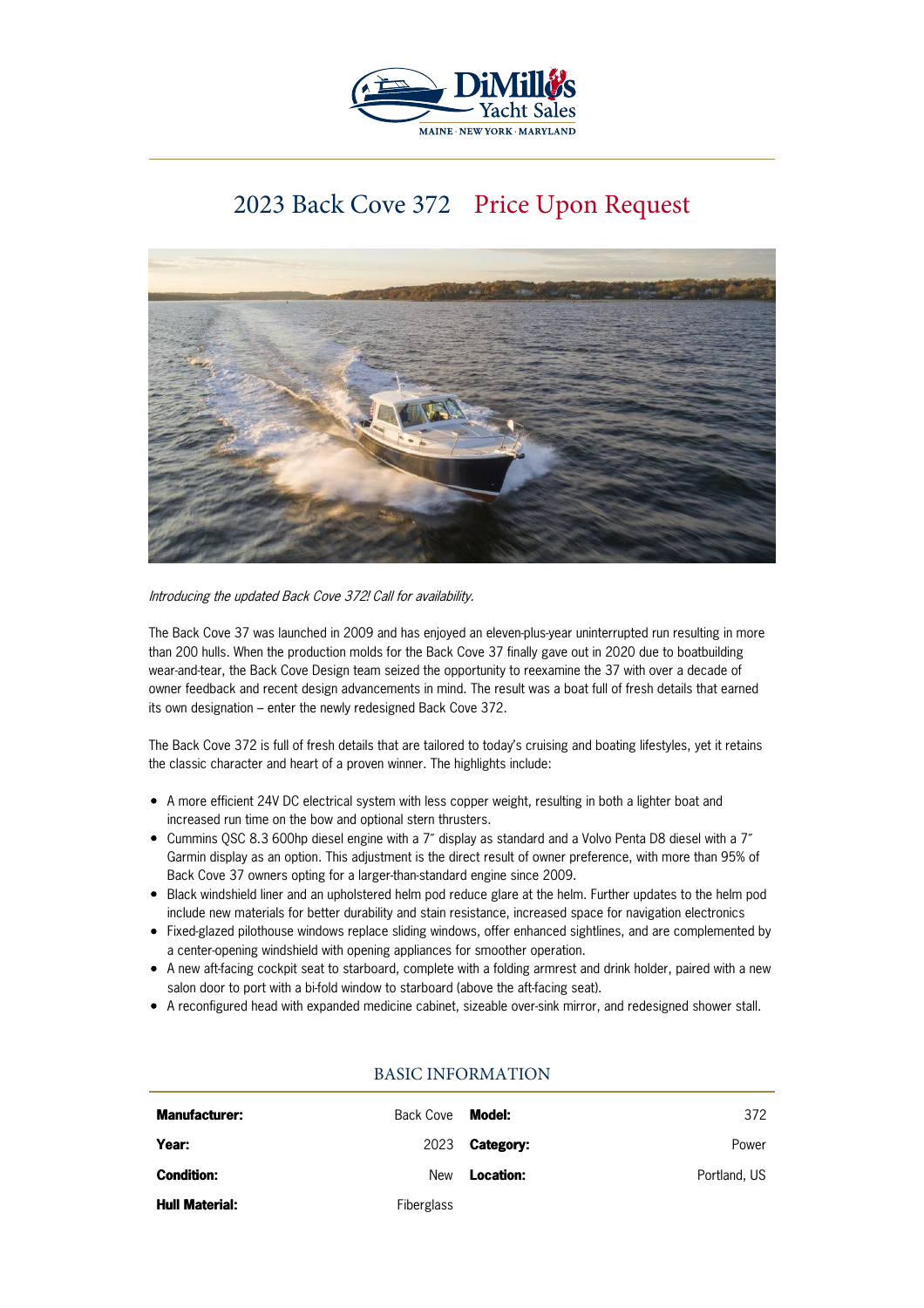# 2023 Back Cove 372 Price Upon Request

*Introducing the updated Back Cove 372! Call for availability.*

The Back Cove 37 was launched in 2009 and has enjoyed an eleven-plus-year uninterrupted run resulting in more than 200 hulls. When the production molds for the Back Cove 37 finally gave out in 2020 due to boatbuilding wear-and-tear, the Back Cove Design team seized the opportunity to reexamine the 37 with over a decade of owner feedback and recent design advancements in mind. The result was a boat full of fresh details that earned its own designation – enter the newly redesigned Back Cove 372.

The Back Cove 372 is full of fresh details that are tailored to today's cruising and boating lifestyles, yet it retains the classic character and heart of a proven winner. The highlights include:

- A more efficient 24V DC electrical system with less copper weight, resulting in both a lighter boat and increased run time on the bow and optional stern thrusters.
- Cummins QSC 8.3 600hp diesel engine with a 7″ display as standard and a Volvo Penta D8 diesel with a 7″ Garmin display as an option. This adjustment is the direct result of owner preference, with more than 95% of Back Cove 37 owners opting for a larger-than-standard engine since 2009.
- Black windshield liner and an upholstered helm pod reduce glare at the helm. Further updates to the helm pod include new materials for better durability and stain resistance, increased space for navigation electronics
- Fixed-glazed pilothouse windows replace sliding windows, offer enhanced sightlines, and are complemented by a center-opening windshield with opening appliances for smoother operation.
- A new aft-facing cockpit seat to starboard, complete with a folding armrest and drink holder, paired with a new salon door to port with a bi-fold window to starboard (above the aft-facing seat).
- A reconfigured head with expanded medicine cabinet, sizeable over-sink mirror, and redesigned shower stall.

## BASIC INFORMATION

| | | | |
|---|---|---|---|
| **Manufacturer:** | Back Cove | **Model:** | 372 |
| **Year:** | 2023 | **Category:** | Power |
| **Condition:** | New | **Location:** | Portland, US |
| **Hull Material:** | Fiberglass | | |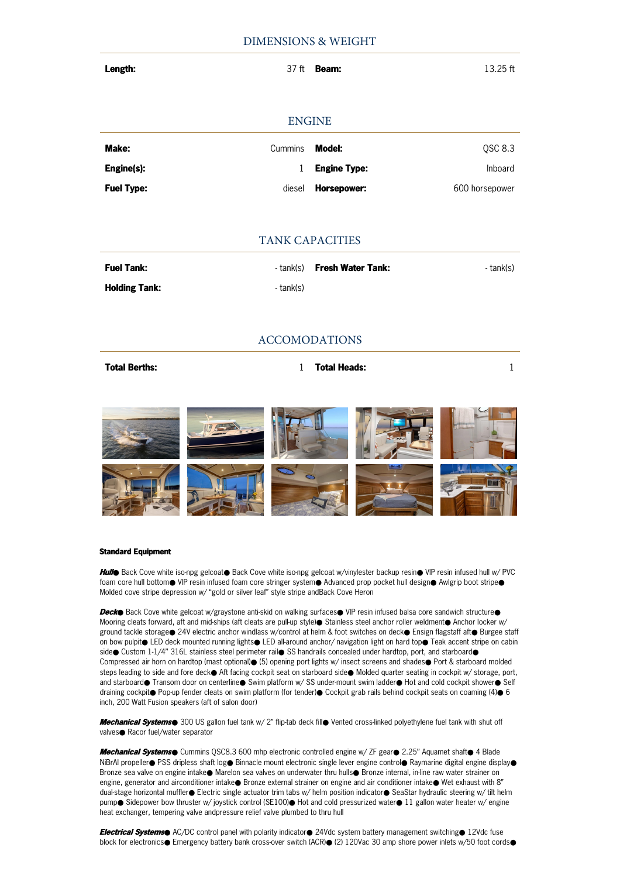## DIMENSIONS & WEIGHT

| | | | |
|---|---|---|---|
| **Length:** | 37 ft | **Beam:** | 13.25 ft |

## ENGINE

| | | | |
|---|---|---|---|
| **Make:** | Cummins | **Model:** | QSC 8.3 |
| **Engine(s):** | 1 | **Engine Type:** | Inboard |
| **Fuel Type:** | diesel | **Horsepower:** | 600 horsepower |

## TANK CAPACITIES

| | | | |
|---|---|---|---|
| **Fuel Tank:** | - tank(s) | **Fresh Water Tank:** | - tank(s) |
| **Holding Tank:** | - tank(s) | | |

## ACCOMODATIONS

| | | | |
|---|---|---|---|
| **Total Berths:** | 1 | **Total Heads:** | 1 |

**Standard Equipment**

***Hull***● Back Cove white iso-npg gelcoat● Back Cove white iso-npg gelcoat w/vinylester backup resin● VIP resin infused hull w/ PVC foam core hull bottom● VIP resin infused foam core stringer system● Advanced prop pocket hull design● Awlgrip boot stripe● Molded cove stripe depression w/ "gold or silver leaf" style stripe andBack Cove Heron

***Deck***● Back Cove white gelcoat w/graystone anti-skid on walking surfaces● VIP resin infused balsa core sandwich structure● Mooring cleats forward, aft and mid-ships (aft cleats are pull-up style)● Stainless steel anchor roller weldment● Anchor locker w/ ground tackle storage● 24V electric anchor windlass w/control at helm & foot switches on deck● Ensign flagstaff aft● Burgee staff on bow pulpit● LED deck mounted running lights● LED all-around anchor/ navigation light on hard top● Teak accent stripe on cabin side● Custom 1-1/4" 316L stainless steel perimeter rail● SS handrails concealed under hardtop, port, and starboard● Compressed air horn on hardtop (mast optional)● (5) opening port lights w/ insect screens and shades● Port & starboard molded steps leading to side and fore deck● Aft facing cockpit seat on starboard side● Molded quarter seating in cockpit w/ storage, port, and starboard● Transom door on centerline● Swim platform w/ SS under-mount swim ladder● Hot and cold cockpit shower● Self draining cockpit● Pop-up fender cleats on swim platform (for tender)● Cockpit grab rails behind cockpit seats on coaming (4)● 6 inch, 200 Watt Fusion speakers (aft of salon door)

***Mechanical Systems***● 300 US gallon fuel tank w/ 2" flip-tab deck fill● Vented cross-linked polyethylene fuel tank with shut off valves● Racor fuel/water separator

***Mechanical Systems***● Cummins QSC8.3 600 mhp electronic controlled engine w/ ZF gear● 2.25" Aquamet shaft● 4 Blade NiBrAl propeller● PSS dripless shaft log● Binnacle mount electronic single lever engine control● Raymarine digital engine display● Bronze sea valve on engine intake● Marelon sea valves on underwater thru hulls● Bronze internal, in-line raw water strainer on engine, generator and airconditioner intake● Bronze external strainer on engine and air conditioner intake● Wet exhaust with 8" dual-stage horizontal muffler● Electric single actuator trim tabs w/ helm position indicator● SeaStar hydraulic steering w/ tilt helm pump● Sidepower bow thruster w/ joystick control (SE100)● Hot and cold pressurized water● 11 gallon water heater w/ engine heat exchanger, tempering valve andpressure relief valve plumbed to thru hull

***Electrical Systems***● AC/DC control panel with polarity indicator● 24Vdc system battery management switching● 12Vdc fuse block for electronics● Emergency battery bank cross-over switch (ACR)● (2) 120Vac 30 amp shore power inlets w/50 foot cords●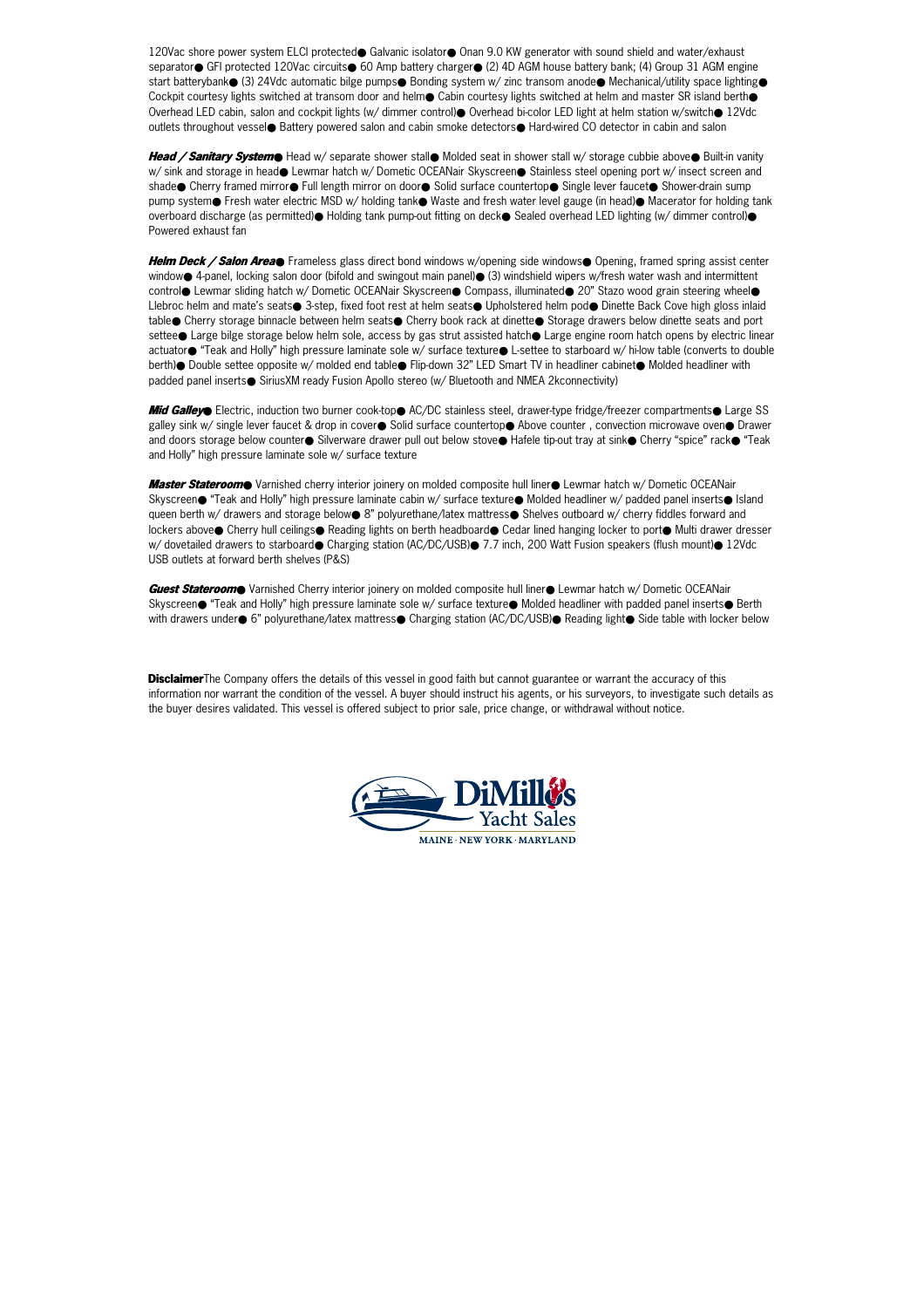120Vac shore power system ELCI protected● Galvanic isolator● Onan 9.0 KW generator with sound shield and water/exhaust separator● GFI protected 120Vac circuits● 60 Amp battery charger● (2) 4D AGM house battery bank; (4) Group 31 AGM engine start batterybank● (3) 24Vdc automatic bilge pumps● Bonding system w/ zinc transom anode● Mechanical/utility space lighting● Cockpit courtesy lights switched at transom door and helm● Cabin courtesy lights switched at helm and master SR island berth● Overhead LED cabin, salon and cockpit lights (w/ dimmer control)● Overhead bi-color LED light at helm station w/switch● 12Vdc outlets throughout vessel● Battery powered salon and cabin smoke detectors● Hard-wired CO detector in cabin and salon

***Head / Sanitary System***● Head w/ separate shower stall● Molded seat in shower stall w/ storage cubbie above● Built-in vanity w/ sink and storage in head● Lewmar hatch w/ Dometic OCEANair Skyscreen● Stainless steel opening port w/ insect screen and shade● Cherry framed mirror● Full length mirror on door● Solid surface countertop● Single lever faucet● Shower-drain sump pump system● Fresh water electric MSD w/ holding tank● Waste and fresh water level gauge (in head)● Macerator for holding tank overboard discharge (as permitted)● Holding tank pump-out fitting on deck● Sealed overhead LED lighting (w/ dimmer control)● Powered exhaust fan

***Helm Deck / Salon Area***● Frameless glass direct bond windows w/opening side windows● Opening, framed spring assist center window● 4-panel, locking salon door (bifold and swingout main panel)● (3) windshield wipers w/fresh water wash and intermittent control● Lewmar sliding hatch w/ Dometic OCEANair Skyscreen● Compass, illuminated● 20" Stazo wood grain steering wheel● Llebroc helm and mate's seats● 3-step, fixed foot rest at helm seats● Upholstered helm pod● Dinette Back Cove high gloss inlaid table● Cherry storage binnacle between helm seats● Cherry book rack at dinette● Storage drawers below dinette seats and port settee● Large bilge storage below helm sole, access by gas strut assisted hatch● Large engine room hatch opens by electric linear actuator● "Teak and Holly" high pressure laminate sole w/ surface texture● L-settee to starboard w/ hi-low table (converts to double berth)● Double settee opposite w/ molded end table● Flip-down 32" LED Smart TV in headliner cabinet● Molded headliner with padded panel inserts● SiriusXM ready Fusion Apollo stereo (w/ Bluetooth and NMEA 2kconnectivity)

***Mid Galley***● Electric, induction two burner cook-top● AC/DC stainless steel, drawer-type fridge/freezer compartments● Large SS galley sink w/ single lever faucet & drop in cover● Solid surface countertop● Above counter , convection microwave oven● Drawer and doors storage below counter● Silverware drawer pull out below stove● Hafele tip-out tray at sink● Cherry "spice" rack● "Teak and Holly" high pressure laminate sole w/ surface texture

***Master Stateroom***● Varnished cherry interior joinery on molded composite hull liner● Lewmar hatch w/ Dometic OCEANair Skyscreen● "Teak and Holly" high pressure laminate cabin w/ surface texture● Molded headliner w/ padded panel inserts● Island queen berth w/ drawers and storage below● 8" polyurethane/latex mattress● Shelves outboard w/ cherry fiddles forward and lockers above● Cherry hull ceilings● Reading lights on berth headboard● Cedar lined hanging locker to port● Multi drawer dresser w/ dovetailed drawers to starboard● Charging station (AC/DC/USB)● 7.7 inch, 200 Watt Fusion speakers (flush mount)● 12Vdc USB outlets at forward berth shelves (P&S)

***Guest Stateroom***● Varnished Cherry interior joinery on molded composite hull liner● Lewmar hatch w/ Dometic OCEANair Skyscreen● "Teak and Holly" high pressure laminate sole w/ surface texture● Molded headliner with padded panel inserts● Berth with drawers under● 6" polyurethane/latex mattress● Charging station (AC/DC/USB)● Reading light● Side table with locker below

**Disclaimer** The Company offers the details of this vessel in good faith but cannot guarantee or warrant the accuracy of this information nor warrant the condition of the vessel. A buyer should instruct his agents, or his surveyors, to investigate such details as the buyer desires validated. This vessel is offered subject to prior sale, price change, or withdrawal without notice.

DiMillo's Yacht Sales

MAINE · NEW YORK · MARYLAND